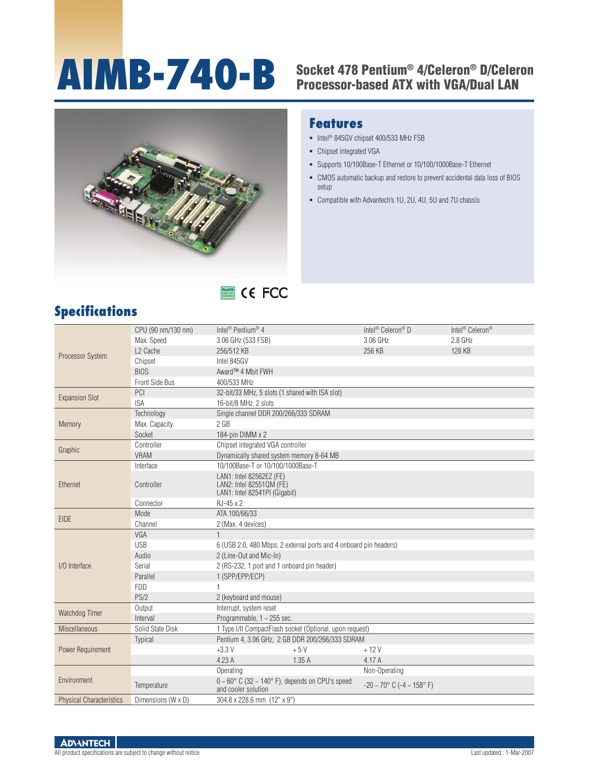# AIMB-740-B

## Socket 478 Pentium® 4/Celeron® D/Celeron Processor-based ATX with VGA/Dual LAN

RoHS CE FCC

## Features

- Intel® 845GV chipset 400/533 MHz FSB
- Chipset integrated VGA
- Supports 10/100Base-T Ethernet or 10/100/1000Base-T Ethernet
- CMOS automatic backup and restore to prevent accidental data loss of BIOS setup
- Compatible with Advantech's 1U, 2U, 4U, 5U and 7U chassis

## Specifications

| | | | | |
|---|---|---|---|---|
| Processor System | CPU (90 nm/130 nm) | Intel® Pentium® 4 | Intel® Celeron® D | Intel® Celeron® |
| | Max. Speed | 3.06 GHz (533 FSB) | 3.06 GHz | 2.8 GHz |
| | L2 Cache | 256/512 KB | 256 KB | 128 KB |
| | Chipset | Intel 845GV | | |
| | BIOS | Award™ 4 Mbit FWH | | |
| | Front Side Bus | 400/533 MHz | | |
| Expansion Slot | PCI | 32-bit/33 MHz, 5 slots (1 shared with ISA slot) | | |
| | ISA | 16-bit/8 MHz, 2 slots | | |
| Memory | Technology | Single channel DDR 200/266/333 SDRAM | | |
| | Max. Capacity | 2 GB | | |
| | Socket | 184-pin DIMM x 2 | | |
| Graphic | Controller | Chipset integrated VGA controller | | |
| | VRAM | Dynamically shared system memory 8-64 MB | | |
| Ethernet | Interface | 10/100Base-T or 10/100/1000Base-T | | |
| | Controller | LAN1: Intel 82562EZ (FE)<br>LAN2: Intel 82551QM (FE)<br>LAN1: Intel 82541PI (Gigabit) | | |
| | Connector | RJ-45 x 2 | | |
| EIDE | Mode | ATA 100/66/33 | | |
| | Channel | 2 (Max. 4 devices) | | |
| I/O Interface | VGA | 1 | | |
| | USB | 6 (USB 2.0, 480 Mbps; 2 external ports and 4 onboard pin headers) | | |
| | Audio | 2 (Line-Out and Mic-In) | | |
| | Serial | 2 (RS-232, 1 port and 1 onboard pin header) | | |
| | Parallel | 1 (SPP/EPP/ECP) | | |
| | FDD | 1 | | |
| | PS/2 | 2 (keyboard and mouse) | | |
| Watchdog Timer | Output | Interrupt, system reset | | |
| | Interval | Programmable, 1 ~ 255 sec. | | |
| Miscellaneous | Solid State Disk | 1 Type I/II CompactFlash socket (Optional, upon request) | | |
| Power Requirement | Typical | Pentium 4, 3.06 GHz, 2 GB DDR 200/266/333 SDRAM | | |
| | | +3.3 V | + 5 V | + 12 V |
| | | 4.23 A | 1.35 A | 4.17 A |
| Environment | | Operating | Non-Operating | |
| | Temperature | 0 ~ 60° C (32 ~ 140° F), depends on CPU's speed and cooler solution | -20 ~ 70° C (-4 ~ 158° F) | |
| Physical Characteristics | Dimensions (W x D) | 304.8 x 228.6 mm (12" x 9") | | |

ADVANTECH

All product specifications are subject to change without notice

Last updated : 1-Mar-2007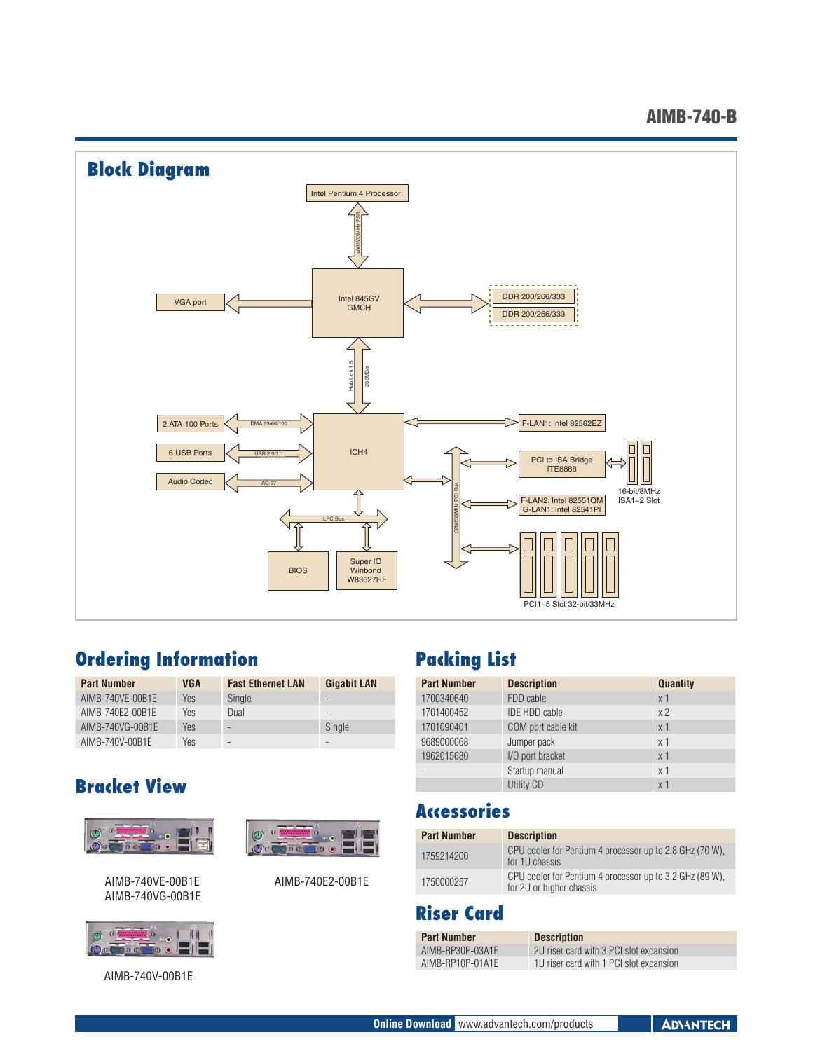## Block Diagram

Intel Pentium 4 Processor

400/533MHz FSB

VGA port

Intel 845GV GMCH

DDR 200/266/333

DDR 200/266/333

Hub Link 1.5

266MB/s

2 ATA 100 Ports

DMA 33/66/100

6 USB Ports

USB 2.0/1.1

Audio Codec

AC-97

ICH4

F-LAN1: Intel 82562EZ

PCI to ISA Bridge ITE8888

16-bit/8MHz ISA1~2 Slot

F-LAN2: Intel 82551QM G-LAN1: Intel 82541PI

32bit/33MHz PCI Bus

LPC Bus

BIOS

Super IO Winbond W83627HF

PCI1~5 Slot 32-bit/33MHz

## Ordering Information

| Part Number | VGA | Fast Ethernet LAN | Gigabit LAN |
|---|---|---|---|
| AIMB-740VE-00B1E | Yes | Single | - |
| AIMB-740E2-00B1E | Yes | Dual | - |
| AIMB-740VG-00B1E | Yes | - | Single |
| AIMB-740V-00B1E | Yes | - | - |

## Bracket View

AIMB-740VE-00B1E
AIMB-740VG-00B1E

AIMB-740E2-00B1E

AIMB-740V-00B1E

## Packing List

| Part Number | Description | Quantity |
|---|---|---|
| 1700340640 | FDD cable | x 1 |
| 1701400452 | IDE HDD cable | x 2 |
| 1701090401 | COM port cable kit | x 1 |
| 9689000068 | Jumper pack | x 1 |
| 1962015680 | I/O port bracket | x 1 |
| - | Startup manual | x 1 |
| - | Utility CD | x 1 |

## Accessories

| Part Number | Description |
|---|---|
| 1759214200 | CPU cooler for Pentium 4 processor up to 2.8 GHz (70 W), for 1U chassis |
| 1750000257 | CPU cooler for Pentium 4 processor up to 3.2 GHz (89 W), for 2U or higher chassis |

## Riser Card

| Part Number | Description |
|---|---|
| AIMB-RP30P-03A1E | 2U riser card with 3 PCI slot expansion |
| AIMB-RP10P-01A1E | 1U riser card with 1 PCI slot expansion |

**Online Download** www.advantech.com/products